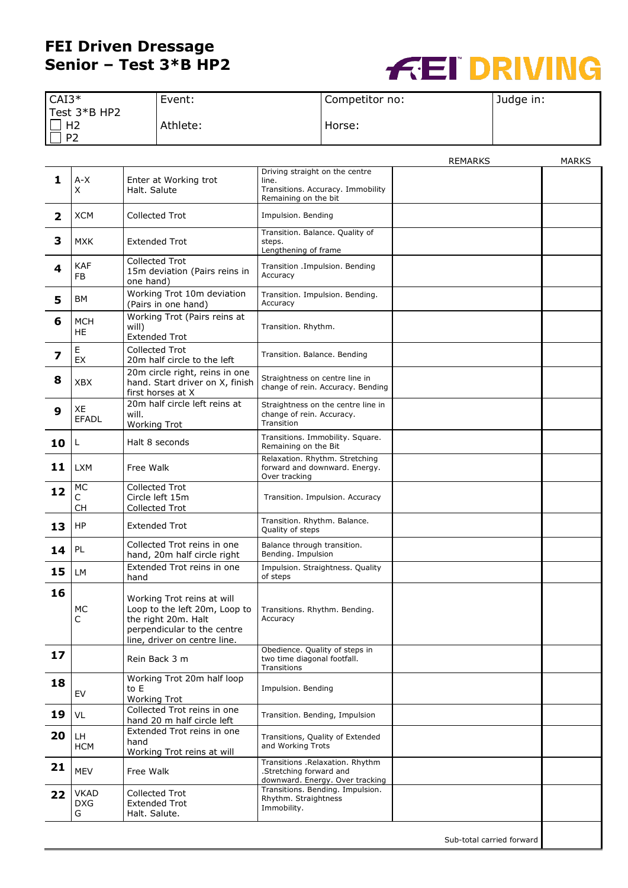# FEI Driven Dressage
## Senior – Test 3*B HP2

FEI DRIVING

| CAI3* Test 3*B HP2 ☐ H2 ☐ P2 | Event: Athlete: | Competitor no: Horse: | Judge in: |
|---|---|---|---|

| | | | | REMARKS | MARKS |
|---|---|---|---|---|---|
| **1** | A-X X | Enter at Working trot Halt. Salute | Driving straight on the centre line. Transitions. Accuracy. Immobility Remaining on the bit | | |
| **2** | XCM | Collected Trot | Impulsion. Bending | | |
| **3** | MXK | Extended Trot | Transition. Balance. Quality of steps. Lengthening of frame | | |
| **4** | KAF FB | Collected Trot 15m deviation (Pairs reins in one hand) | Transition .Impulsion. Bending Accuracy | | |
| **5** | BM | Working Trot 10m deviation (Pairs in one hand) | Transition. Impulsion. Bending. Accuracy | | |
| **6** | MCH HE | Working Trot (Pairs reins at will) Extended Trot | Transition. Rhythm. | | |
| **7** | E EX | Collected Trot 20m half circle to the left | Transition. Balance. Bending | | |
| **8** | XBX | 20m circle right, reins in one hand. Start driver on X, finish first horses at X | Straightness on centre line in change of rein. Accuracy. Bending | | |
| **9** | XE EFADL | 20m half circle left reins at will. Working Trot | Straightness on the centre line in change of rein. Accuracy. Transition | | |
| **10** | L | Halt 8 seconds | Transitions. Immobility. Square. Remaining on the Bit | | |
| **11** | LXM | Free Walk | Relaxation. Rhythm. Stretching forward and downward. Energy. Over tracking | | |
| **12** | MC C CH | Collected Trot Circle left 15m Collected Trot | Transition. Impulsion. Accuracy | | |
| **13** | HP | Extended Trot | Transition. Rhythm. Balance. Quality of steps | | |
| **14** | PL | Collected Trot reins in one hand, 20m half circle right | Balance through transition. Bending. Impulsion | | |
| **15** | LM | Extended Trot reins in one hand | Impulsion. Straightness. Quality of steps | | |
| **16** | MC C | Working Trot reins at will Loop to the left 20m, Loop to the right 20m. Halt perpendicular to the centre line, driver on centre line. | Transitions. Rhythm. Bending. Accuracy | | |
| **17** | | Rein Back 3 m | Obedience. Quality of steps in two time diagonal footfall. Transitions | | |
| **18** | EV | Working Trot 20m half loop to E Working Trot | Impulsion. Bending | | |
| **19** | VL | Collected Trot reins in one hand 20 m half circle left | Transition. Bending, Impulsion | | |
| **20** | LH HCM | Extended Trot reins in one hand Working Trot reins at will | Transitions, Quality of Extended and Working Trots | | |
| **21** | MEV | Free Walk | Transitions .Relaxation. Rhythm .Stretching forward and downward. Energy. Over tracking | | |
| **22** | VKAD DXG G | Collected Trot Extended Trot Halt. Salute. | Transitions. Bending. Impulsion. Rhythm. Straightness Immobility. | | |
| | | | | Sub-total carried forward | |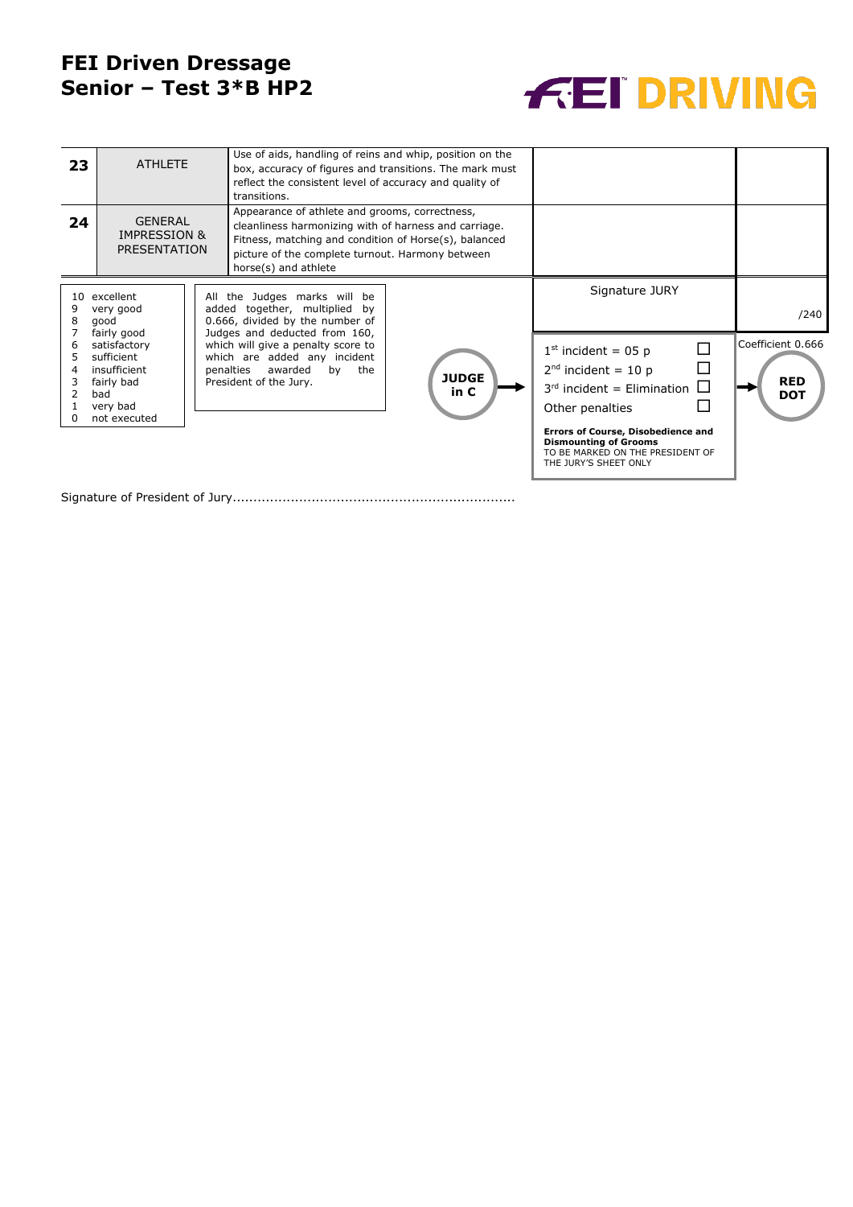# FEI Driven Dressage
## Senior – Test 3*B HP2

FEI DRIVING

| | | | | |
|---|---|---|---|---|
| **23** | ATHLETE | Use of aids, handling of reins and whip, position on the box, accuracy of figures and transitions. The mark must reflect the consistent level of accuracy and quality of transitions. | | |
| **24** | GENERAL IMPRESSION & PRESENTATION | Appearance of athlete and grooms, correctness, cleanliness harmonizing with of harness and carriage. Fitness, matching and condition of Horse(s), balanced picture of the complete turnout. Harmony between horse(s) and athlete | | |

| | |
|---|---|
| 10 | excellent |
| 9 | very good |
| 8 | good |
| 7 | fairly good |
| 6 | satisfactory |
| 5 | sufficient |
| 4 | insufficient |
| 3 | fairly bad |
| 2 | bad |
| 1 | very bad |
| 0 | not executed |

All the Judges marks will be added together, multiplied by 0.666, divided by the number of Judges and deducted from 160, which will give a penalty score to which are added any incident penalties awarded by the President of the Jury.

**JUDGE in C** →

| Signature JURY | /240 |
|---|---|
| 1st incident = 05 p ☐<br>2nd incident = 10 p ☐<br>3rd incident = Elimination ☐<br>Other penalties ☐ | Coefficient 0.666<br>→ **RED DOT** |

**Errors of Course, Disobedience and Dismounting of Grooms**
TO BE MARKED ON THE PRESIDENT OF THE JURY'S SHEET ONLY

Signature of President of Jury...................................................................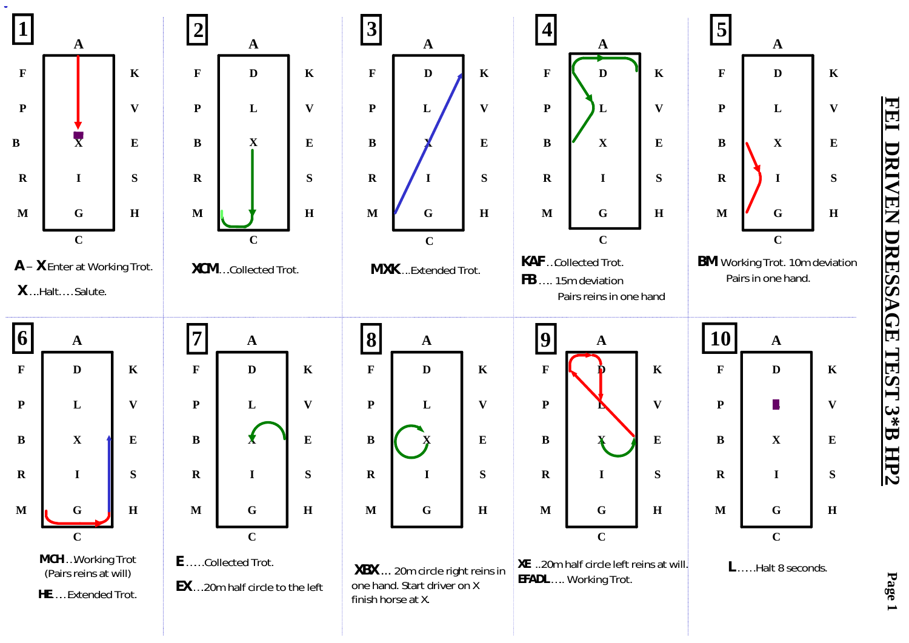# FEI DRIVEN DRESSAGE TEST 3*B HP2

## 1

**A – X** Enter at Working Trot.

**X**...Halt....Salute.

## 2

**XCM**...Collected Trot.

## 3

**MXK**...Extended Trot.

## 4

**KAF**..Collected Trot.

**FB**.... 15m deviation

Pairs reins in one hand

## 5

**BM** Working Trot. 10m deviation

Pairs in one hand.

## 6

**MCH**..Working Trot

(Pairs reins at will)

**HE**...Extended Trot.

## 7

**E**.....Collected Trot.

**EX**...20m half circle to the left

## 8

**XBX**... 20m circle right reins in one hand. Start driver on X finish horse at X.

## 9

**XE** ..20m half circle left reins at will.

**EFADL**.... Working Trot.

## 10

**L**.....Halt 8 seconds.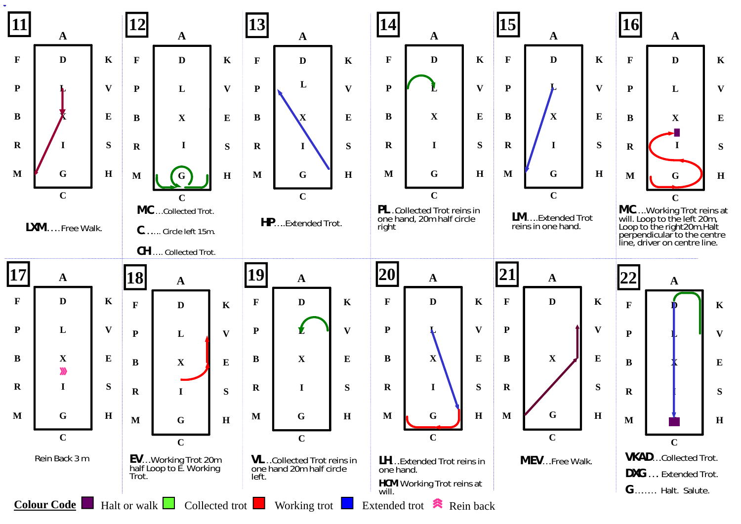**11**

LXM....Free Walk.

**12**

MC...Collected Trot.

C..... Circle left 15m.

CH.... Collected Trot.

**13**

HP....Extended Trot.

**14**

PL..Collected Trot reins in one hand, 20m half circle right

**15**

LM....Extended Trot reins in one hand.

**16**

MC...Working Trot reins at will. Loop to the left 20m, Loop to the right20m.Halt perpendicular to the centre line, driver on centre line.

**17**

Rein Back 3 m

**18**

EV...Working Trot 20m half Loop to E. Working Trot.

**19**

VL..Collected Trot reins in one hand 20m half circle left.

**20**

LH..Extended Trot reins in one hand.

HCM Working Trot reins at will.

**21**

MEV...Free Walk.

**22**

VKAD...Collected Trot.

DXG... Extended Trot.

G....... Halt. Salute.

**Colour Code** Halt or walk Collected trot Working trot Extended trot Rein back